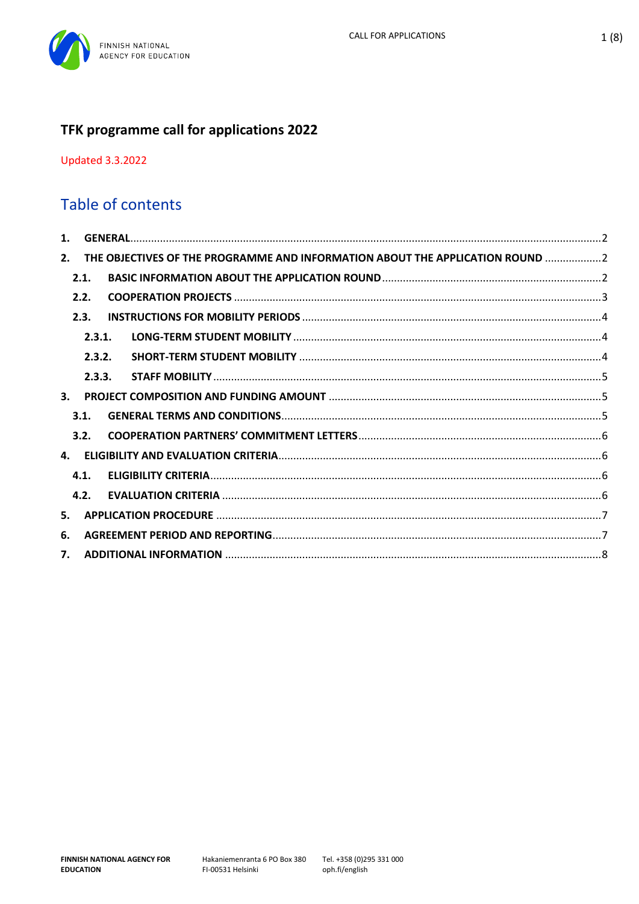# TFK programme call for applications 2022

Updated 3.3.2022

## Table of contents

1. GENERAL ..... 2
2. THE OBJECTIVES OF THE PROGRAMME AND INFORMATION ABOUT THE APPLICATION ROUND ..... 2
   - 2.1. BASIC INFORMATION ABOUT THE APPLICATION ROUND ..... 2
   - 2.2. COOPERATION PROJECTS ..... 3
   - 2.3. INSTRUCTIONS FOR MOBILITY PERIODS ..... 4
     - 2.3.1. LONG-TERM STUDENT MOBILITY ..... 4
     - 2.3.2. SHORT-TERM STUDENT MOBILITY ..... 4
     - 2.3.3. STAFF MOBILITY ..... 5
3. PROJECT COMPOSITION AND FUNDING AMOUNT ..... 5
   - 3.1. GENERAL TERMS AND CONDITIONS ..... 5
   - 3.2. COOPERATION PARTNERS' COMMITMENT LETTERS ..... 6
4. ELIGIBILITY AND EVALUATION CRITERIA ..... 6
   - 4.1. ELIGIBILITY CRITERIA ..... 6
   - 4.2. EVALUATION CRITERIA ..... 6
5. APPLICATION PROCEDURE ..... 7
6. AGREEMENT PERIOD AND REPORTING ..... 7
7. ADDITIONAL INFORMATION ..... 8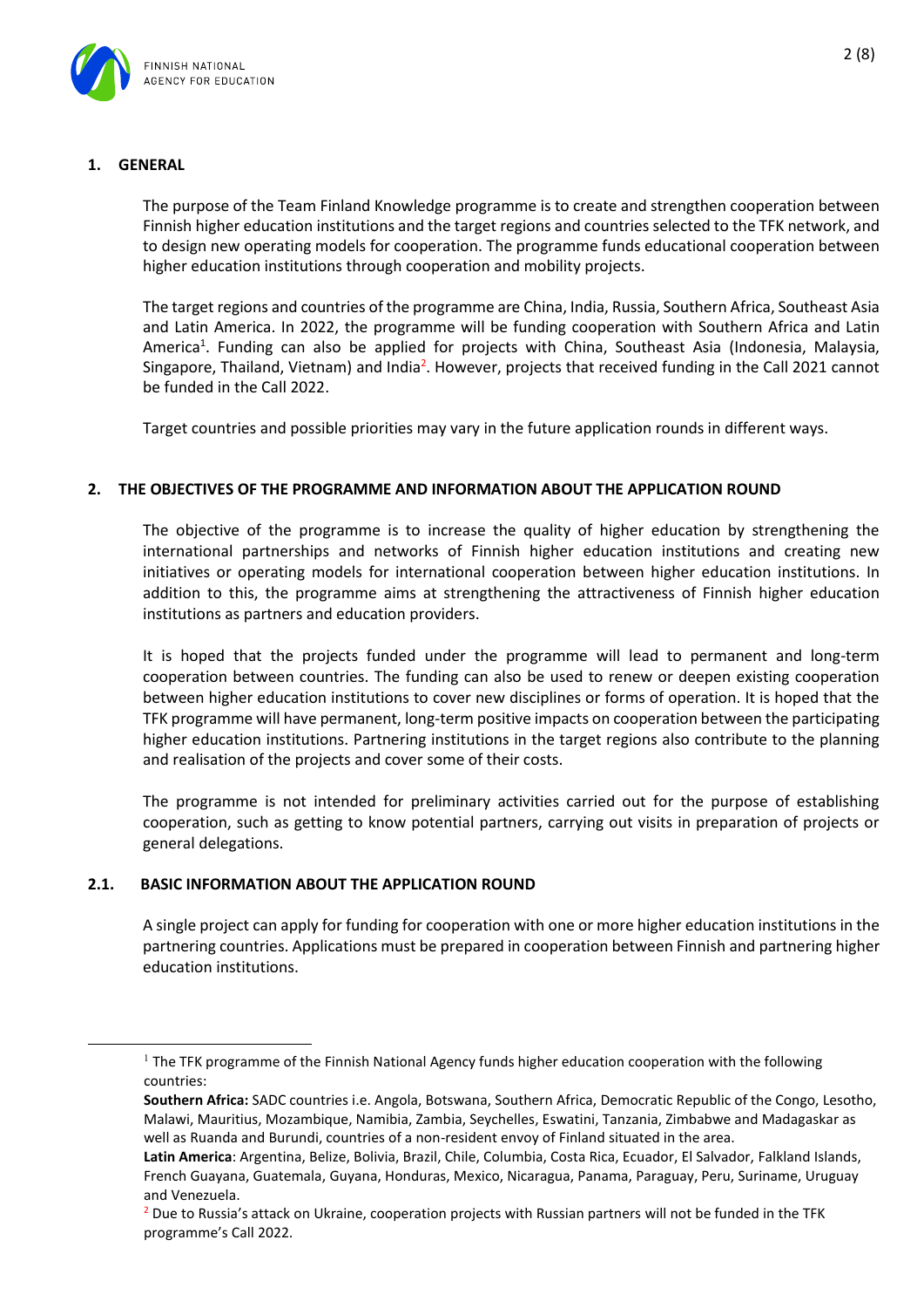## 1. GENERAL

The purpose of the Team Finland Knowledge programme is to create and strengthen cooperation between Finnish higher education institutions and the target regions and countries selected to the TFK network, and to design new operating models for cooperation. The programme funds educational cooperation between higher education institutions through cooperation and mobility projects.

The target regions and countries of the programme are China, India, Russia, Southern Africa, Southeast Asia and Latin America. In 2022, the programme will be funding cooperation with Southern Africa and Latin America[1]. Funding can also be applied for projects with China, Southeast Asia (Indonesia, Malaysia, Singapore, Thailand, Vietnam) and India[2]. However, projects that received funding in the Call 2021 cannot be funded in the Call 2022.

Target countries and possible priorities may vary in the future application rounds in different ways.

## 2. THE OBJECTIVES OF THE PROGRAMME AND INFORMATION ABOUT THE APPLICATION ROUND

The objective of the programme is to increase the quality of higher education by strengthening the international partnerships and networks of Finnish higher education institutions and creating new initiatives or operating models for international cooperation between higher education institutions. In addition to this, the programme aims at strengthening the attractiveness of Finnish higher education institutions as partners and education providers.

It is hoped that the projects funded under the programme will lead to permanent and long-term cooperation between countries. The funding can also be used to renew or deepen existing cooperation between higher education institutions to cover new disciplines or forms of operation. It is hoped that the TFK programme will have permanent, long-term positive impacts on cooperation between the participating higher education institutions. Partnering institutions in the target regions also contribute to the planning and realisation of the projects and cover some of their costs.

The programme is not intended for preliminary activities carried out for the purpose of establishing cooperation, such as getting to know potential partners, carrying out visits in preparation of projects or general delegations.

### 2.1. BASIC INFORMATION ABOUT THE APPLICATION ROUND

A single project can apply for funding for cooperation with one or more higher education institutions in the partnering countries. Applications must be prepared in cooperation between Finnish and partnering higher education institutions.

---

[1] The TFK programme of the Finnish National Agency funds higher education cooperation with the following countries:

**Southern Africa:** SADC countries i.e. Angola, Botswana, Southern Africa, Democratic Republic of the Congo, Lesotho, Malawi, Mauritius, Mozambique, Namibia, Zambia, Seychelles, Eswatini, Tanzania, Zimbabwe and Madagaskar as well as Ruanda and Burundi, countries of a non-resident envoy of Finland situated in the area.

**Latin America**: Argentina, Belize, Bolivia, Brazil, Chile, Columbia, Costa Rica, Ecuador, El Salvador, Falkland Islands, French Guayana, Guatemala, Guyana, Honduras, Mexico, Nicaragua, Panama, Paraguay, Peru, Suriname, Uruguay and Venezuela.

[2] Due to Russia's attack on Ukraine, cooperation projects with Russian partners will not be funded in the TFK programme's Call 2022.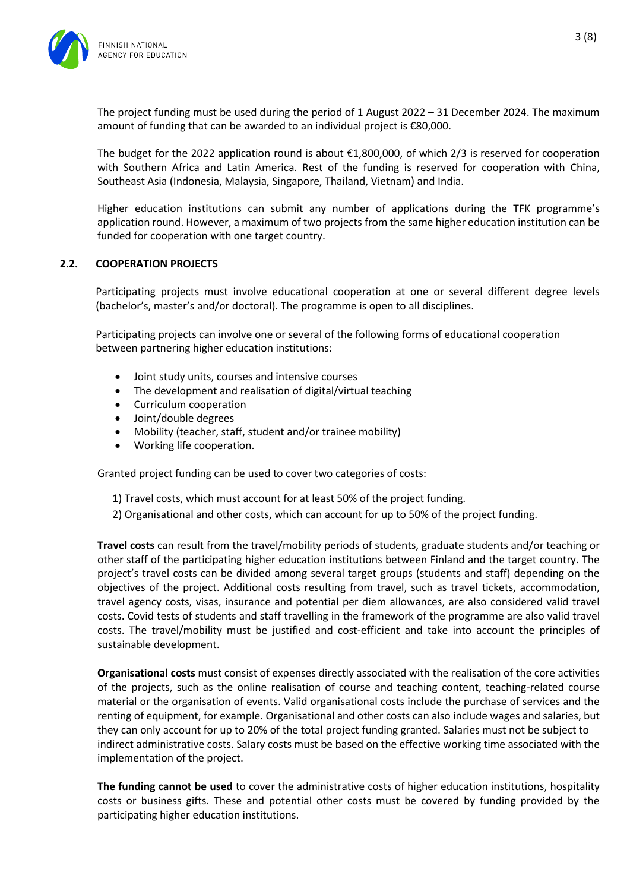The project funding must be used during the period of 1 August 2022 – 31 December 2024. The maximum amount of funding that can be awarded to an individual project is €80,000.

The budget for the 2022 application round is about €1,800,000, of which 2/3 is reserved for cooperation with Southern Africa and Latin America. Rest of the funding is reserved for cooperation with China, Southeast Asia (Indonesia, Malaysia, Singapore, Thailand, Vietnam) and India.

Higher education institutions can submit any number of applications during the TFK programme's application round. However, a maximum of two projects from the same higher education institution can be funded for cooperation with one target country.

### 2.2. COOPERATION PROJECTS

Participating projects must involve educational cooperation at one or several different degree levels (bachelor's, master's and/or doctoral). The programme is open to all disciplines.

Participating projects can involve one or several of the following forms of educational cooperation between partnering higher education institutions:

- Joint study units, courses and intensive courses
- The development and realisation of digital/virtual teaching
- Curriculum cooperation
- Joint/double degrees
- Mobility (teacher, staff, student and/or trainee mobility)
- Working life cooperation.

Granted project funding can be used to cover two categories of costs:

1) Travel costs, which must account for at least 50% of the project funding.
2) Organisational and other costs, which can account for up to 50% of the project funding.

**Travel costs** can result from the travel/mobility periods of students, graduate students and/or teaching or other staff of the participating higher education institutions between Finland and the target country. The project's travel costs can be divided among several target groups (students and staff) depending on the objectives of the project. Additional costs resulting from travel, such as travel tickets, accommodation, travel agency costs, visas, insurance and potential per diem allowances, are also considered valid travel costs. Covid tests of students and staff travelling in the framework of the programme are also valid travel costs. The travel/mobility must be justified and cost-efficient and take into account the principles of sustainable development.

**Organisational costs** must consist of expenses directly associated with the realisation of the core activities of the projects, such as the online realisation of course and teaching content, teaching-related course material or the organisation of events. Valid organisational costs include the purchase of services and the renting of equipment, for example. Organisational and other costs can also include wages and salaries, but they can only account for up to 20% of the total project funding granted. Salaries must not be subject to indirect administrative costs. Salary costs must be based on the effective working time associated with the implementation of the project.

**The funding cannot be used** to cover the administrative costs of higher education institutions, hospitality costs or business gifts. These and potential other costs must be covered by funding provided by the participating higher education institutions.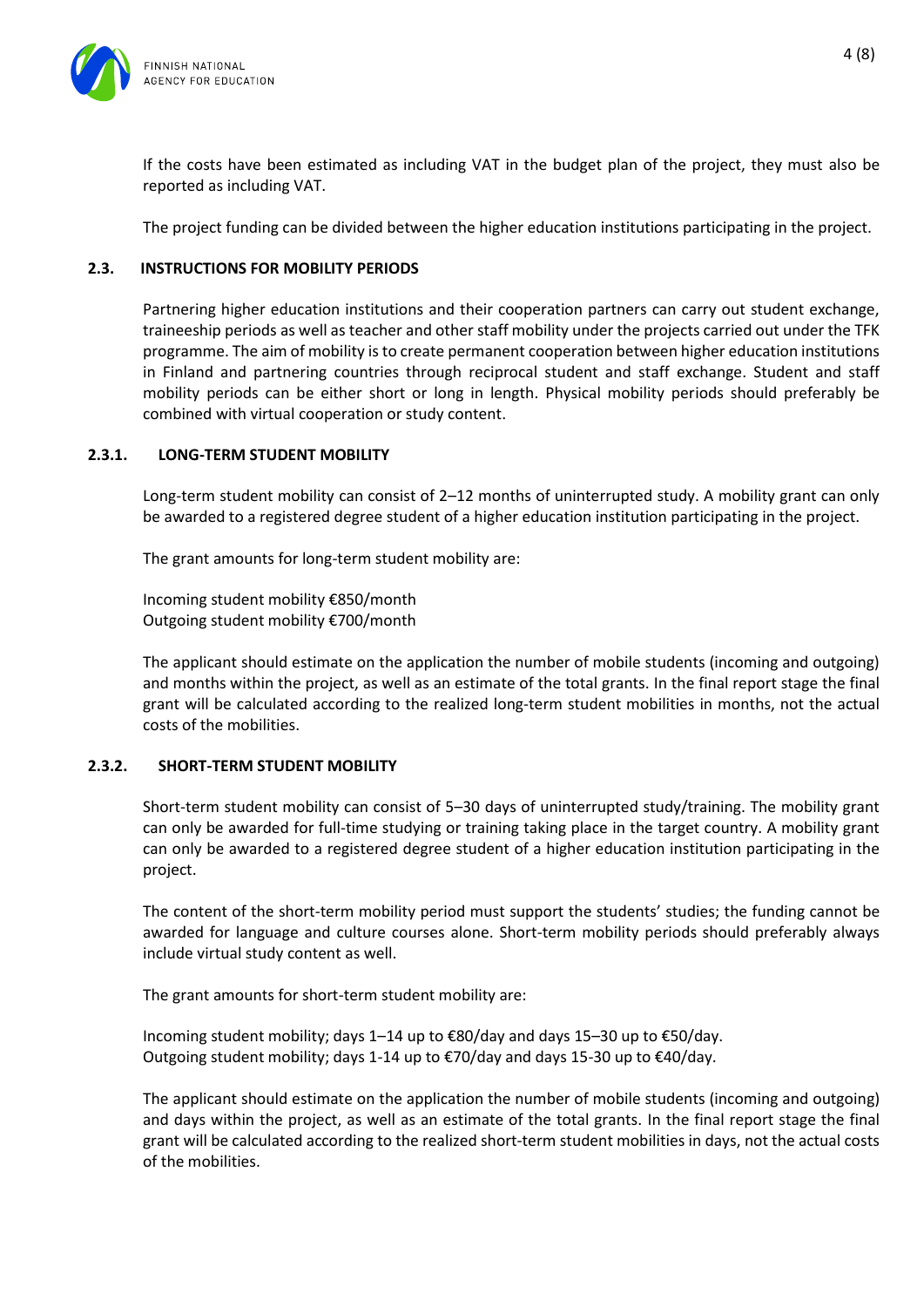If the costs have been estimated as including VAT in the budget plan of the project, they must also be reported as including VAT.

The project funding can be divided between the higher education institutions participating in the project.

### 2.3. INSTRUCTIONS FOR MOBILITY PERIODS

Partnering higher education institutions and their cooperation partners can carry out student exchange, traineeship periods as well as teacher and other staff mobility under the projects carried out under the TFK programme. The aim of mobility is to create permanent cooperation between higher education institutions in Finland and partnering countries through reciprocal student and staff exchange. Student and staff mobility periods can be either short or long in length. Physical mobility periods should preferably be combined with virtual cooperation or study content.

#### 2.3.1. LONG-TERM STUDENT MOBILITY

Long-term student mobility can consist of 2–12 months of uninterrupted study. A mobility grant can only be awarded to a registered degree student of a higher education institution participating in the project.

The grant amounts for long-term student mobility are:

Incoming student mobility €850/month
Outgoing student mobility €700/month

The applicant should estimate on the application the number of mobile students (incoming and outgoing) and months within the project, as well as an estimate of the total grants. In the final report stage the final grant will be calculated according to the realized long-term student mobilities in months, not the actual costs of the mobilities.

#### 2.3.2. SHORT-TERM STUDENT MOBILITY

Short-term student mobility can consist of 5–30 days of uninterrupted study/training. The mobility grant can only be awarded for full-time studying or training taking place in the target country. A mobility grant can only be awarded to a registered degree student of a higher education institution participating in the project.

The content of the short-term mobility period must support the students' studies; the funding cannot be awarded for language and culture courses alone. Short-term mobility periods should preferably always include virtual study content as well.

The grant amounts for short-term student mobility are:

Incoming student mobility; days 1–14 up to €80/day and days 15–30 up to €50/day.
Outgoing student mobility; days 1-14 up to €70/day and days 15-30 up to €40/day.

The applicant should estimate on the application the number of mobile students (incoming and outgoing) and days within the project, as well as an estimate of the total grants. In the final report stage the final grant will be calculated according to the realized short-term student mobilities in days, not the actual costs of the mobilities.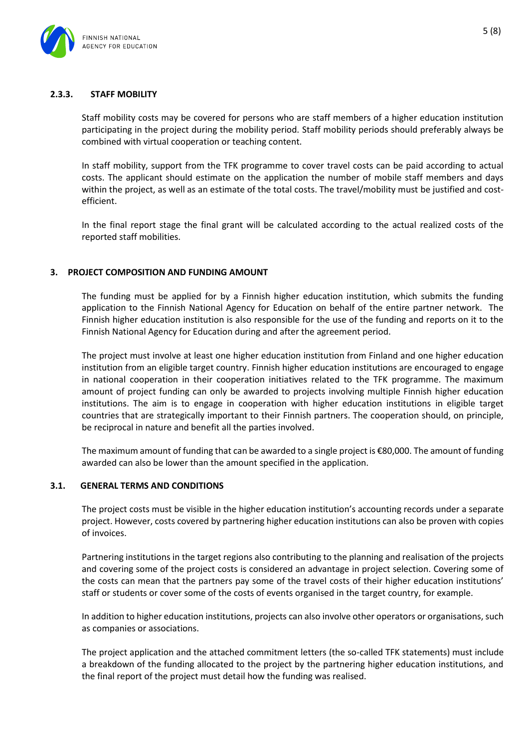### 2.3.3. STAFF MOBILITY

Staff mobility costs may be covered for persons who are staff members of a higher education institution participating in the project during the mobility period. Staff mobility periods should preferably always be combined with virtual cooperation or teaching content.

In staff mobility, support from the TFK programme to cover travel costs can be paid according to actual costs. The applicant should estimate on the application the number of mobile staff members and days within the project, as well as an estimate of the total costs. The travel/mobility must be justified and cost-efficient.

In the final report stage the final grant will be calculated according to the actual realized costs of the reported staff mobilities.

## 3. PROJECT COMPOSITION AND FUNDING AMOUNT

The funding must be applied for by a Finnish higher education institution, which submits the funding application to the Finnish National Agency for Education on behalf of the entire partner network. The Finnish higher education institution is also responsible for the use of the funding and reports on it to the Finnish National Agency for Education during and after the agreement period.

The project must involve at least one higher education institution from Finland and one higher education institution from an eligible target country. Finnish higher education institutions are encouraged to engage in national cooperation in their cooperation initiatives related to the TFK programme. The maximum amount of project funding can only be awarded to projects involving multiple Finnish higher education institutions. The aim is to engage in cooperation with higher education institutions in eligible target countries that are strategically important to their Finnish partners. The cooperation should, on principle, be reciprocal in nature and benefit all the parties involved.

The maximum amount of funding that can be awarded to a single project is €80,000. The amount of funding awarded can also be lower than the amount specified in the application.

### 3.1. GENERAL TERMS AND CONDITIONS

The project costs must be visible in the higher education institution's accounting records under a separate project. However, costs covered by partnering higher education institutions can also be proven with copies of invoices.

Partnering institutions in the target regions also contributing to the planning and realisation of the projects and covering some of the project costs is considered an advantage in project selection. Covering some of the costs can mean that the partners pay some of the travel costs of their higher education institutions' staff or students or cover some of the costs of events organised in the target country, for example.

In addition to higher education institutions, projects can also involve other operators or organisations, such as companies or associations.

The project application and the attached commitment letters (the so-called TFK statements) must include a breakdown of the funding allocated to the project by the partnering higher education institutions, and the final report of the project must detail how the funding was realised.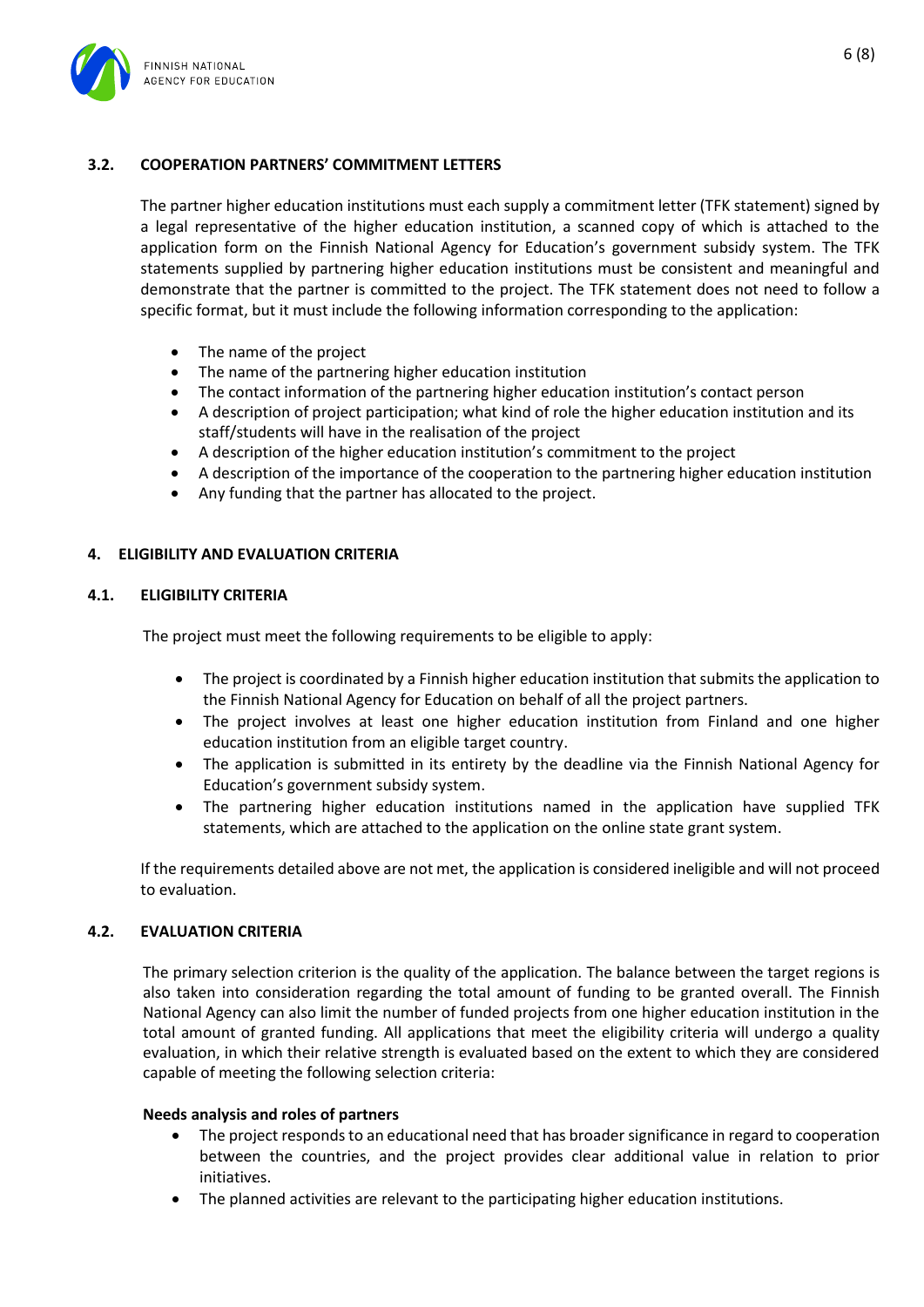### 3.2. COOPERATION PARTNERS' COMMITMENT LETTERS

The partner higher education institutions must each supply a commitment letter (TFK statement) signed by a legal representative of the higher education institution, a scanned copy of which is attached to the application form on the Finnish National Agency for Education's government subsidy system. The TFK statements supplied by partnering higher education institutions must be consistent and meaningful and demonstrate that the partner is committed to the project. The TFK statement does not need to follow a specific format, but it must include the following information corresponding to the application:

- The name of the project
- The name of the partnering higher education institution
- The contact information of the partnering higher education institution's contact person
- A description of project participation; what kind of role the higher education institution and its staff/students will have in the realisation of the project
- A description of the higher education institution's commitment to the project
- A description of the importance of the cooperation to the partnering higher education institution
- Any funding that the partner has allocated to the project.

## 4. ELIGIBILITY AND EVALUATION CRITERIA

### 4.1. ELIGIBILITY CRITERIA

The project must meet the following requirements to be eligible to apply:

- The project is coordinated by a Finnish higher education institution that submits the application to the Finnish National Agency for Education on behalf of all the project partners.
- The project involves at least one higher education institution from Finland and one higher education institution from an eligible target country.
- The application is submitted in its entirety by the deadline via the Finnish National Agency for Education's government subsidy system.
- The partnering higher education institutions named in the application have supplied TFK statements, which are attached to the application on the online state grant system.

If the requirements detailed above are not met, the application is considered ineligible and will not proceed to evaluation.

### 4.2. EVALUATION CRITERIA

The primary selection criterion is the quality of the application. The balance between the target regions is also taken into consideration regarding the total amount of funding to be granted overall. The Finnish National Agency can also limit the number of funded projects from one higher education institution in the total amount of granted funding. All applications that meet the eligibility criteria will undergo a quality evaluation, in which their relative strength is evaluated based on the extent to which they are considered capable of meeting the following selection criteria:

**Needs analysis and roles of partners**

- The project responds to an educational need that has broader significance in regard to cooperation between the countries, and the project provides clear additional value in relation to prior initiatives.
- The planned activities are relevant to the participating higher education institutions.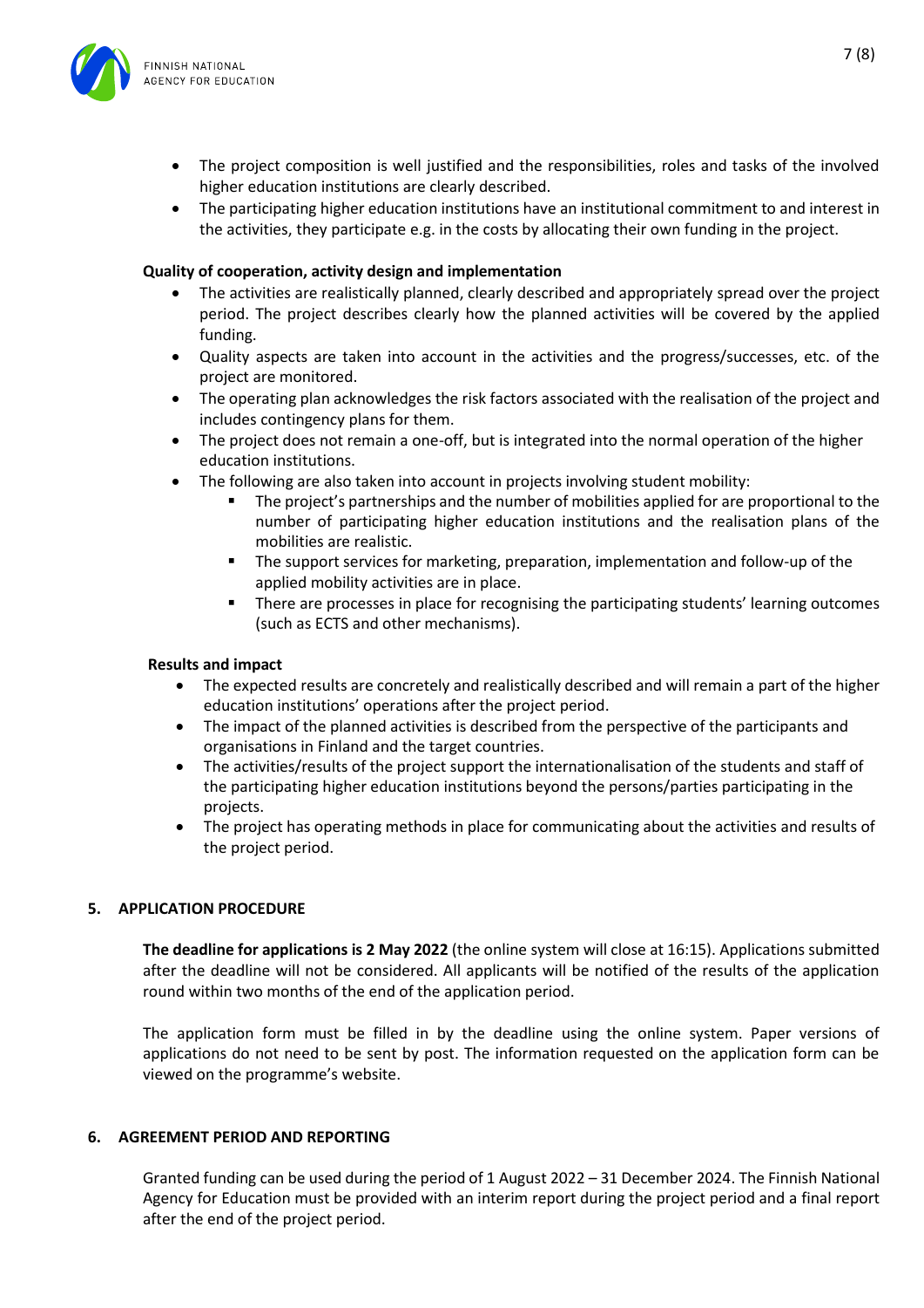- The project composition is well justified and the responsibilities, roles and tasks of the involved higher education institutions are clearly described.
- The participating higher education institutions have an institutional commitment to and interest in the activities, they participate e.g. in the costs by allocating their own funding in the project.

**Quality of cooperation, activity design and implementation**

- The activities are realistically planned, clearly described and appropriately spread over the project period. The project describes clearly how the planned activities will be covered by the applied funding.
- Quality aspects are taken into account in the activities and the progress/successes, etc. of the project are monitored.
- The operating plan acknowledges the risk factors associated with the realisation of the project and includes contingency plans for them.
- The project does not remain a one-off, but is integrated into the normal operation of the higher education institutions.
- The following are also taken into account in projects involving student mobility:
  - The project's partnerships and the number of mobilities applied for are proportional to the number of participating higher education institutions and the realisation plans of the mobilities are realistic.
  - The support services for marketing, preparation, implementation and follow-up of the applied mobility activities are in place.
  - There are processes in place for recognising the participating students' learning outcomes (such as ECTS and other mechanisms).

**Results and impact**

- The expected results are concretely and realistically described and will remain a part of the higher education institutions' operations after the project period.
- The impact of the planned activities is described from the perspective of the participants and organisations in Finland and the target countries.
- The activities/results of the project support the internationalisation of the students and staff of the participating higher education institutions beyond the persons/parties participating in the projects.
- The project has operating methods in place for communicating about the activities and results of the project period.

## 5. APPLICATION PROCEDURE

**The deadline for applications is 2 May 2022** (the online system will close at 16:15). Applications submitted after the deadline will not be considered. All applicants will be notified of the results of the application round within two months of the end of the application period.

The application form must be filled in by the deadline using the online system. Paper versions of applications do not need to be sent by post. The information requested on the application form can be viewed on the programme's website.

## 6. AGREEMENT PERIOD AND REPORTING

Granted funding can be used during the period of 1 August 2022 – 31 December 2024. The Finnish National Agency for Education must be provided with an interim report during the project period and a final report after the end of the project period.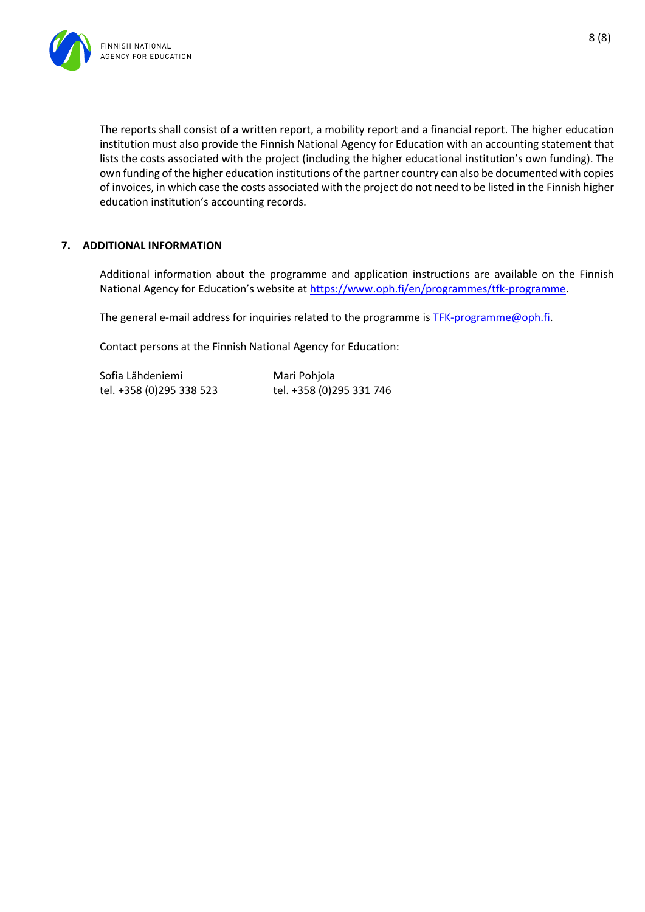The reports shall consist of a written report, a mobility report and a financial report. The higher education institution must also provide the Finnish National Agency for Education with an accounting statement that lists the costs associated with the project (including the higher educational institution's own funding). The own funding of the higher education institutions of the partner country can also be documented with copies of invoices, in which case the costs associated with the project do not need to be listed in the Finnish higher education institution's accounting records.

## 7. ADDITIONAL INFORMATION

Additional information about the programme and application instructions are available on the Finnish National Agency for Education's website at https://www.oph.fi/en/programmes/tfk-programme.

The general e-mail address for inquiries related to the programme is TFK-programme@oph.fi.

Contact persons at the Finnish National Agency for Education:

Sofia Lähdeniemi
tel. +358 (0)295 338 523

Mari Pohjola
tel. +358 (0)295 331 746